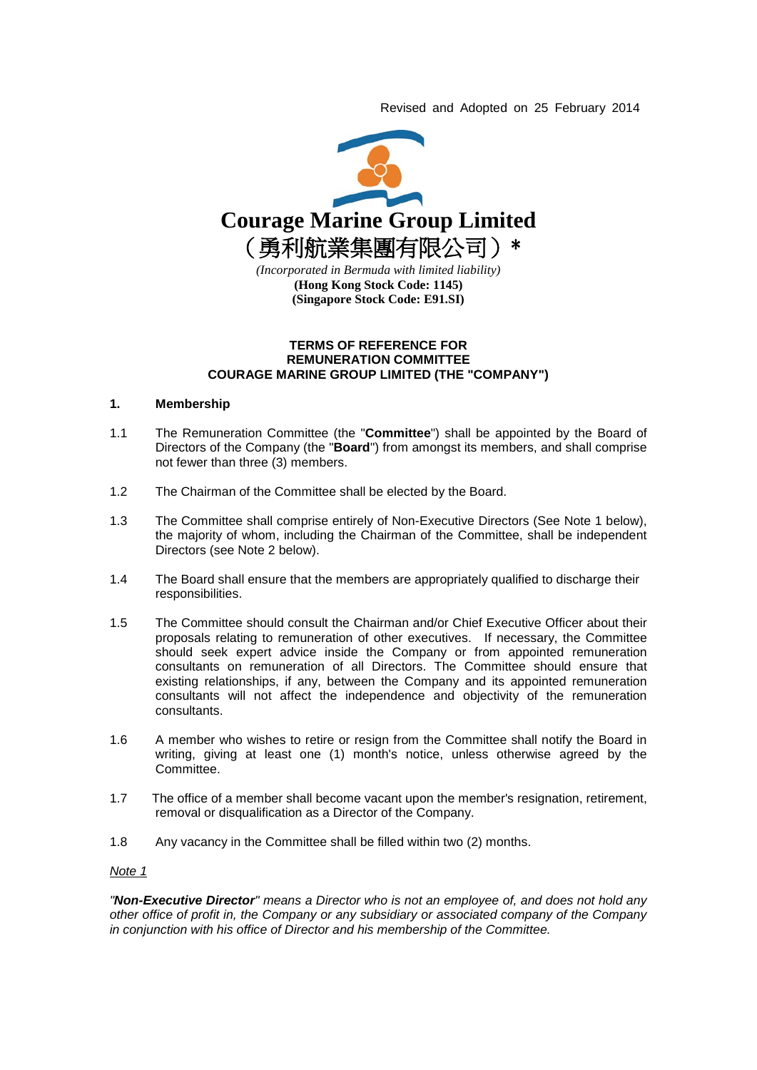Revised and Adopted on 25 February 2014

# Courage Marine Group Limited

# （勇利航業集團有限公司）*

*(Incorporated in Bermuda with limited liability)*

**(Hong Kong Stock Code: 1145)**

**(Singapore Stock Code: E91.SI)**

## TERMS OF REFERENCE FOR REMUNERATION COMMITTEE COURAGE MARINE GROUP LIMITED (THE "COMPANY")

### 1. Membership

1.1 The Remuneration Committee (the "**Committee**") shall be appointed by the Board of Directors of the Company (the "**Board**") from amongst its members, and shall comprise not fewer than three (3) members.

1.2 The Chairman of the Committee shall be elected by the Board.

1.3 The Committee shall comprise entirely of Non-Executive Directors (See Note 1 below), the majority of whom, including the Chairman of the Committee, shall be independent Directors (see Note 2 below).

1.4 The Board shall ensure that the members are appropriately qualified to discharge their responsibilities.

1.5 The Committee should consult the Chairman and/or Chief Executive Officer about their proposals relating to remuneration of other executives. If necessary, the Committee should seek expert advice inside the Company or from appointed remuneration consultants on remuneration of all Directors. The Committee should ensure that existing relationships, if any, between the Company and its appointed remuneration consultants will not affect the independence and objectivity of the remuneration consultants.

1.6 A member who wishes to retire or resign from the Committee shall notify the Board in writing, giving at least one (1) month's notice, unless otherwise agreed by the Committee.

1.7 The office of a member shall become vacant upon the member's resignation, retirement, removal or disqualification as a Director of the Company.

1.8 Any vacancy in the Committee shall be filled within two (2) months.

<u>Note 1</u>

*"**Non-Executive Director**" means a Director who is not an employee of, and does not hold any other office of profit in, the Company or any subsidiary or associated company of the Company in conjunction with his office of Director and his membership of the Committee.*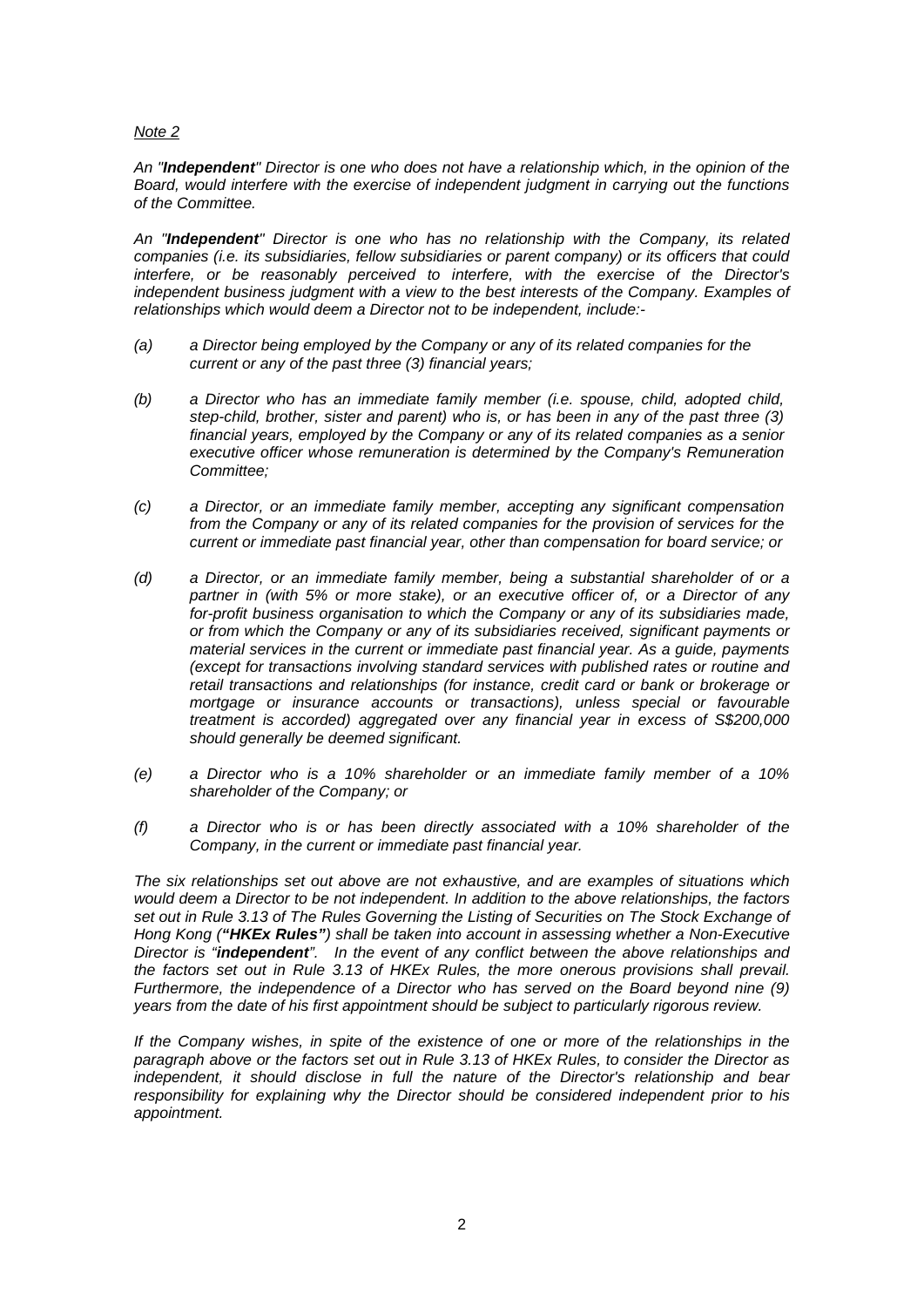*Note 2*

*An "**Independent**" Director is one who does not have a relationship which, in the opinion of the Board, would interfere with the exercise of independent judgment in carrying out the functions of the Committee.*

*An "**Independent**" Director is one who has no relationship with the Company, its related companies (i.e. its subsidiaries, fellow subsidiaries or parent company) or its officers that could interfere, or be reasonably perceived to interfere, with the exercise of the Director's independent business judgment with a view to the best interests of the Company. Examples of relationships which would deem a Director not to be independent, include:-*

*(a) a Director being employed by the Company or any of its related companies for the current or any of the past three (3) financial years;*

*(b) a Director who has an immediate family member (i.e. spouse, child, adopted child, step-child, brother, sister and parent) who is, or has been in any of the past three (3) financial years, employed by the Company or any of its related companies as a senior executive officer whose remuneration is determined by the Company's Remuneration Committee;*

*(c) a Director, or an immediate family member, accepting any significant compensation from the Company or any of its related companies for the provision of services for the current or immediate past financial year, other than compensation for board service; or*

*(d) a Director, or an immediate family member, being a substantial shareholder of or a partner in (with 5% or more stake), or an executive officer of, or a Director of any for-profit business organisation to which the Company or any of its subsidiaries made, or from which the Company or any of its subsidiaries received, significant payments or material services in the current or immediate past financial year. As a guide, payments (except for transactions involving standard services with published rates or routine and retail transactions and relationships (for instance, credit card or bank or brokerage or mortgage or insurance accounts or transactions), unless special or favourable treatment is accorded) aggregated over any financial year in excess of S$200,000 should generally be deemed significant.*

*(e) a Director who is a 10% shareholder or an immediate family member of a 10% shareholder of the Company; or*

*(f) a Director who is or has been directly associated with a 10% shareholder of the Company, in the current or immediate past financial year.*

*The six relationships set out above are not exhaustive, and are examples of situations which would deem a Director to be not independent. In addition to the above relationships, the factors set out in Rule 3.13 of The Rules Governing the Listing of Securities on The Stock Exchange of Hong Kong (**"HKEx Rules"**) shall be taken into account in assessing whether a Non-Executive Director is "**independent**". In the event of any conflict between the above relationships and the factors set out in Rule 3.13 of HKEx Rules, the more onerous provisions shall prevail. Furthermore, the independence of a Director who has served on the Board beyond nine (9) years from the date of his first appointment should be subject to particularly rigorous review.*

*If the Company wishes, in spite of the existence of one or more of the relationships in the paragraph above or the factors set out in Rule 3.13 of HKEx Rules, to consider the Director as independent, it should disclose in full the nature of the Director's relationship and bear responsibility for explaining why the Director should be considered independent prior to his appointment.*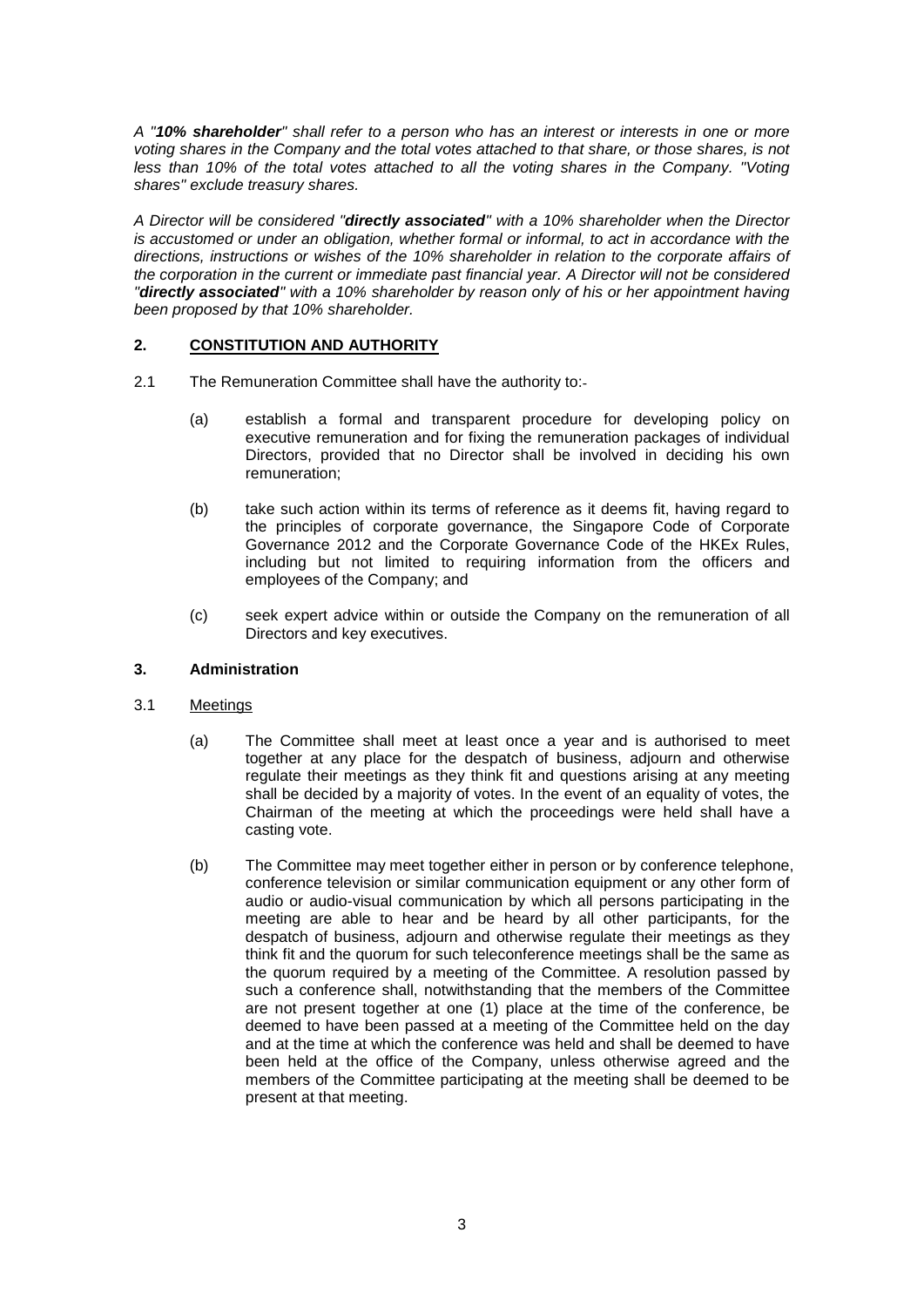*A "**10% shareholder**" shall refer to a person who has an interest or interests in one or more voting shares in the Company and the total votes attached to that share, or those shares, is not less than 10% of the total votes attached to all the voting shares in the Company. "Voting shares" exclude treasury shares.*

*A Director will be considered "**directly associated**" with a 10% shareholder when the Director is accustomed or under an obligation, whether formal or informal, to act in accordance with the directions, instructions or wishes of the 10% shareholder in relation to the corporate affairs of the corporation in the current or immediate past financial year. A Director will not be considered "**directly associated**" with a 10% shareholder by reason only of his or her appointment having been proposed by that 10% shareholder.*

## 2. CONSTITUTION AND AUTHORITY

2.1 The Remuneration Committee shall have the authority to:-

(a) establish a formal and transparent procedure for developing policy on executive remuneration and for fixing the remuneration packages of individual Directors, provided that no Director shall be involved in deciding his own remuneration;

(b) take such action within its terms of reference as it deems fit, having regard to the principles of corporate governance, the Singapore Code of Corporate Governance 2012 and the Corporate Governance Code of the HKEx Rules, including but not limited to requiring information from the officers and employees of the Company; and

(c) seek expert advice within or outside the Company on the remuneration of all Directors and key executives.

## 3. Administration

3.1 Meetings

(a) The Committee shall meet at least once a year and is authorised to meet together at any place for the despatch of business, adjourn and otherwise regulate their meetings as they think fit and questions arising at any meeting shall be decided by a majority of votes. In the event of an equality of votes, the Chairman of the meeting at which the proceedings were held shall have a casting vote.

(b) The Committee may meet together either in person or by conference telephone, conference television or similar communication equipment or any other form of audio or audio-visual communication by which all persons participating in the meeting are able to hear and be heard by all other participants, for the despatch of business, adjourn and otherwise regulate their meetings as they think fit and the quorum for such teleconference meetings shall be the same as the quorum required by a meeting of the Committee. A resolution passed by such a conference shall, notwithstanding that the members of the Committee are not present together at one (1) place at the time of the conference, be deemed to have been passed at a meeting of the Committee held on the day and at the time at which the conference was held and shall be deemed to have been held at the office of the Company, unless otherwise agreed and the members of the Committee participating at the meeting shall be deemed to be present at that meeting.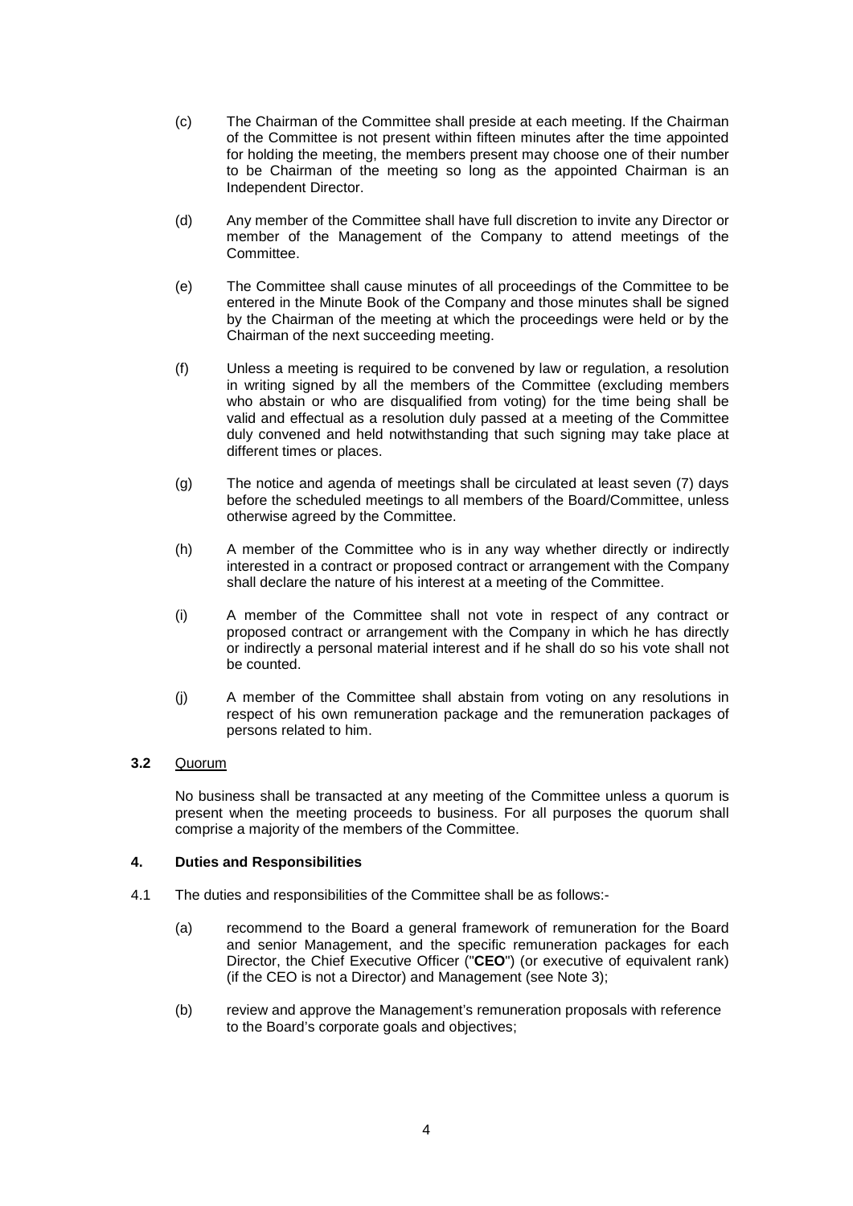(c) The Chairman of the Committee shall preside at each meeting. If the Chairman of the Committee is not present within fifteen minutes after the time appointed for holding the meeting, the members present may choose one of their number to be Chairman of the meeting so long as the appointed Chairman is an Independent Director.

(d) Any member of the Committee shall have full discretion to invite any Director or member of the Management of the Company to attend meetings of the Committee.

(e) The Committee shall cause minutes of all proceedings of the Committee to be entered in the Minute Book of the Company and those minutes shall be signed by the Chairman of the meeting at which the proceedings were held or by the Chairman of the next succeeding meeting.

(f) Unless a meeting is required to be convened by law or regulation, a resolution in writing signed by all the members of the Committee (excluding members who abstain or who are disqualified from voting) for the time being shall be valid and effectual as a resolution duly passed at a meeting of the Committee duly convened and held notwithstanding that such signing may take place at different times or places.

(g) The notice and agenda of meetings shall be circulated at least seven (7) days before the scheduled meetings to all members of the Board/Committee, unless otherwise agreed by the Committee.

(h) A member of the Committee who is in any way whether directly or indirectly interested in a contract or proposed contract or arrangement with the Company shall declare the nature of his interest at a meeting of the Committee.

(i) A member of the Committee shall not vote in respect of any contract or proposed contract or arrangement with the Company in which he has directly or indirectly a personal material interest and if he shall do so his vote shall not be counted.

(j) A member of the Committee shall abstain from voting on any resolutions in respect of his own remuneration package and the remuneration packages of persons related to him.

**3.2** Quorum

No business shall be transacted at any meeting of the Committee unless a quorum is present when the meeting proceeds to business. For all purposes the quorum shall comprise a majority of the members of the Committee.

### 4. Duties and Responsibilities

4.1 The duties and responsibilities of the Committee shall be as follows:-

(a) recommend to the Board a general framework of remuneration for the Board and senior Management, and the specific remuneration packages for each Director, the Chief Executive Officer ("**CEO**") (or executive of equivalent rank) (if the CEO is not a Director) and Management (see Note 3);

(b) review and approve the Management's remuneration proposals with reference to the Board's corporate goals and objectives;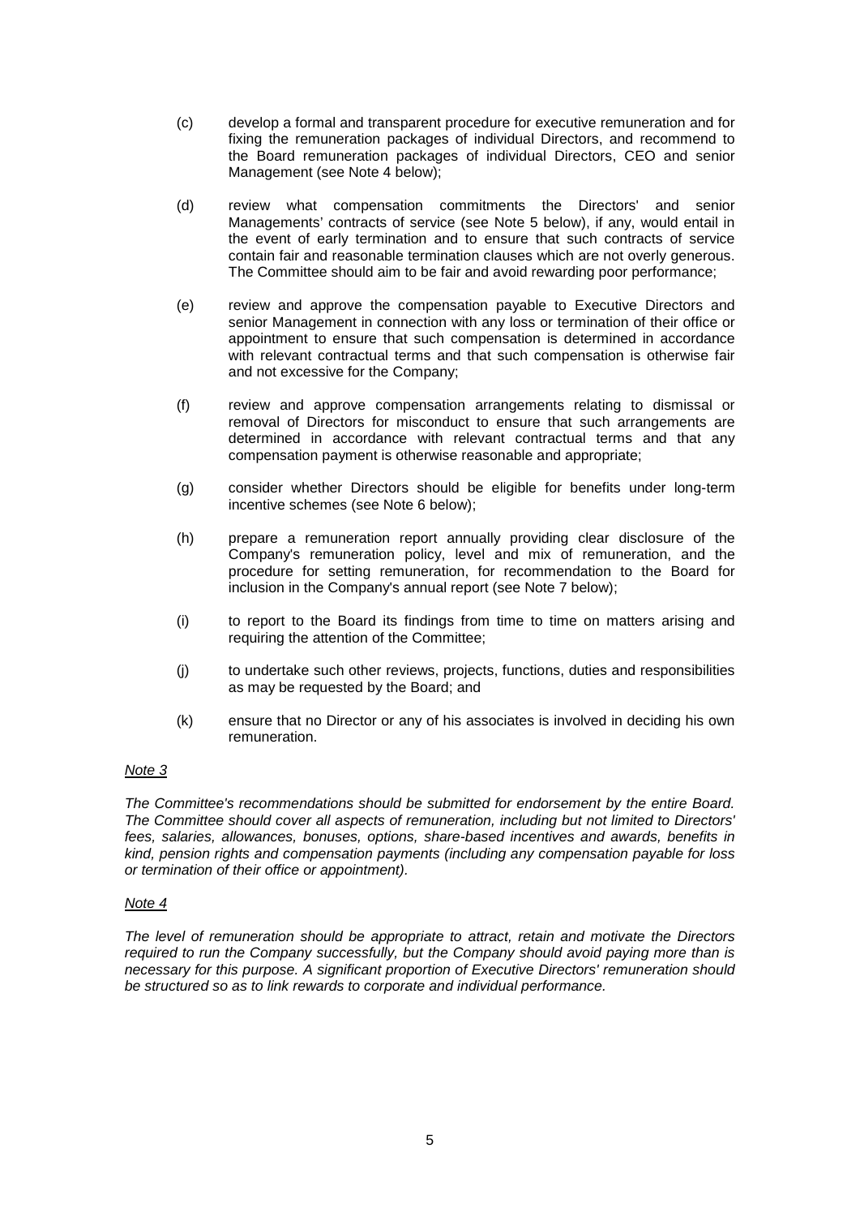(c) develop a formal and transparent procedure for executive remuneration and for fixing the remuneration packages of individual Directors, and recommend to the Board remuneration packages of individual Directors, CEO and senior Management (see Note 4 below);

(d) review what compensation commitments the Directors' and senior Managements' contracts of service (see Note 5 below), if any, would entail in the event of early termination and to ensure that such contracts of service contain fair and reasonable termination clauses which are not overly generous. The Committee should aim to be fair and avoid rewarding poor performance;

(e) review and approve the compensation payable to Executive Directors and senior Management in connection with any loss or termination of their office or appointment to ensure that such compensation is determined in accordance with relevant contractual terms and that such compensation is otherwise fair and not excessive for the Company;

(f) review and approve compensation arrangements relating to dismissal or removal of Directors for misconduct to ensure that such arrangements are determined in accordance with relevant contractual terms and that any compensation payment is otherwise reasonable and appropriate;

(g) consider whether Directors should be eligible for benefits under long-term incentive schemes (see Note 6 below);

(h) prepare a remuneration report annually providing clear disclosure of the Company's remuneration policy, level and mix of remuneration, and the procedure for setting remuneration, for recommendation to the Board for inclusion in the Company's annual report (see Note 7 below);

(i) to report to the Board its findings from time to time on matters arising and requiring the attention of the Committee;

(j) to undertake such other reviews, projects, functions, duties and responsibilities as may be requested by the Board; and

(k) ensure that no Director or any of his associates is involved in deciding his own remuneration.

*Note 3*

*The Committee's recommendations should be submitted for endorsement by the entire Board. The Committee should cover all aspects of remuneration, including but not limited to Directors' fees, salaries, allowances, bonuses, options, share-based incentives and awards, benefits in kind, pension rights and compensation payments (including any compensation payable for loss or termination of their office or appointment).*

*Note 4*

*The level of remuneration should be appropriate to attract, retain and motivate the Directors required to run the Company successfully, but the Company should avoid paying more than is necessary for this purpose. A significant proportion of Executive Directors' remuneration should be structured so as to link rewards to corporate and individual performance.*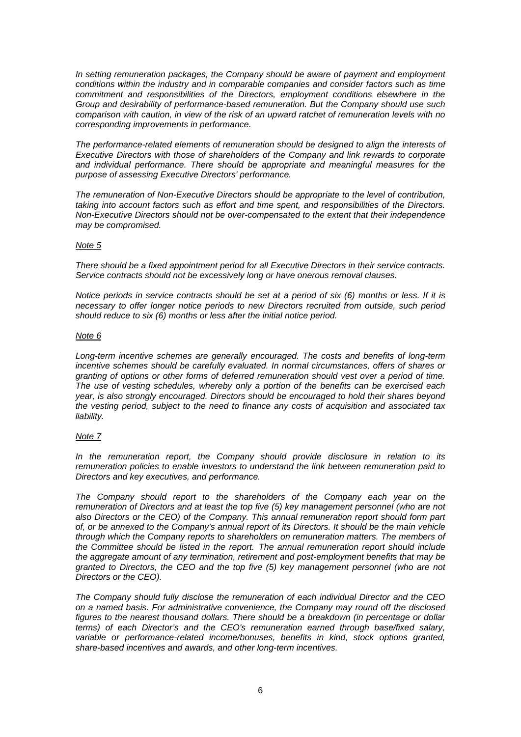*In setting remuneration packages, the Company should be aware of payment and employment conditions within the industry and in comparable companies and consider factors such as time commitment and responsibilities of the Directors, employment conditions elsewhere in the Group and desirability of performance-based remuneration. But the Company should use such comparison with caution, in view of the risk of an upward ratchet of remuneration levels with no corresponding improvements in performance.*

*The performance-related elements of remuneration should be designed to align the interests of Executive Directors with those of shareholders of the Company and link rewards to corporate and individual performance. There should be appropriate and meaningful measures for the purpose of assessing Executive Directors' performance.*

*The remuneration of Non-Executive Directors should be appropriate to the level of contribution, taking into account factors such as effort and time spent, and responsibilities of the Directors. Non-Executive Directors should not be over-compensated to the extent that their independence may be compromised.*

*Note 5*

*There should be a fixed appointment period for all Executive Directors in their service contracts. Service contracts should not be excessively long or have onerous removal clauses.*

*Notice periods in service contracts should be set at a period of six (6) months or less. If it is necessary to offer longer notice periods to new Directors recruited from outside, such period should reduce to six (6) months or less after the initial notice period.*

*Note 6*

*Long-term incentive schemes are generally encouraged. The costs and benefits of long-term incentive schemes should be carefully evaluated. In normal circumstances, offers of shares or granting of options or other forms of deferred remuneration should vest over a period of time. The use of vesting schedules, whereby only a portion of the benefits can be exercised each year, is also strongly encouraged. Directors should be encouraged to hold their shares beyond the vesting period, subject to the need to finance any costs of acquisition and associated tax liability.*

*Note 7*

*In the remuneration report, the Company should provide disclosure in relation to its remuneration policies to enable investors to understand the link between remuneration paid to Directors and key executives, and performance.*

*The Company should report to the shareholders of the Company each year on the remuneration of Directors and at least the top five (5) key management personnel (who are not also Directors or the CEO) of the Company. This annual remuneration report should form part of, or be annexed to the Company's annual report of its Directors. It should be the main vehicle through which the Company reports to shareholders on remuneration matters. The members of the Committee should be listed in the report. The annual remuneration report should include the aggregate amount of any termination, retirement and post-employment benefits that may be granted to Directors, the CEO and the top five (5) key management personnel (who are not Directors or the CEO).*

*The Company should fully disclose the remuneration of each individual Director and the CEO on a named basis. For administrative convenience, the Company may round off the disclosed figures to the nearest thousand dollars. There should be a breakdown (in percentage or dollar terms) of each Director's and the CEO's remuneration earned through base/fixed salary, variable or performance-related income/bonuses, benefits in kind, stock options granted, share-based incentives and awards, and other long-term incentives.*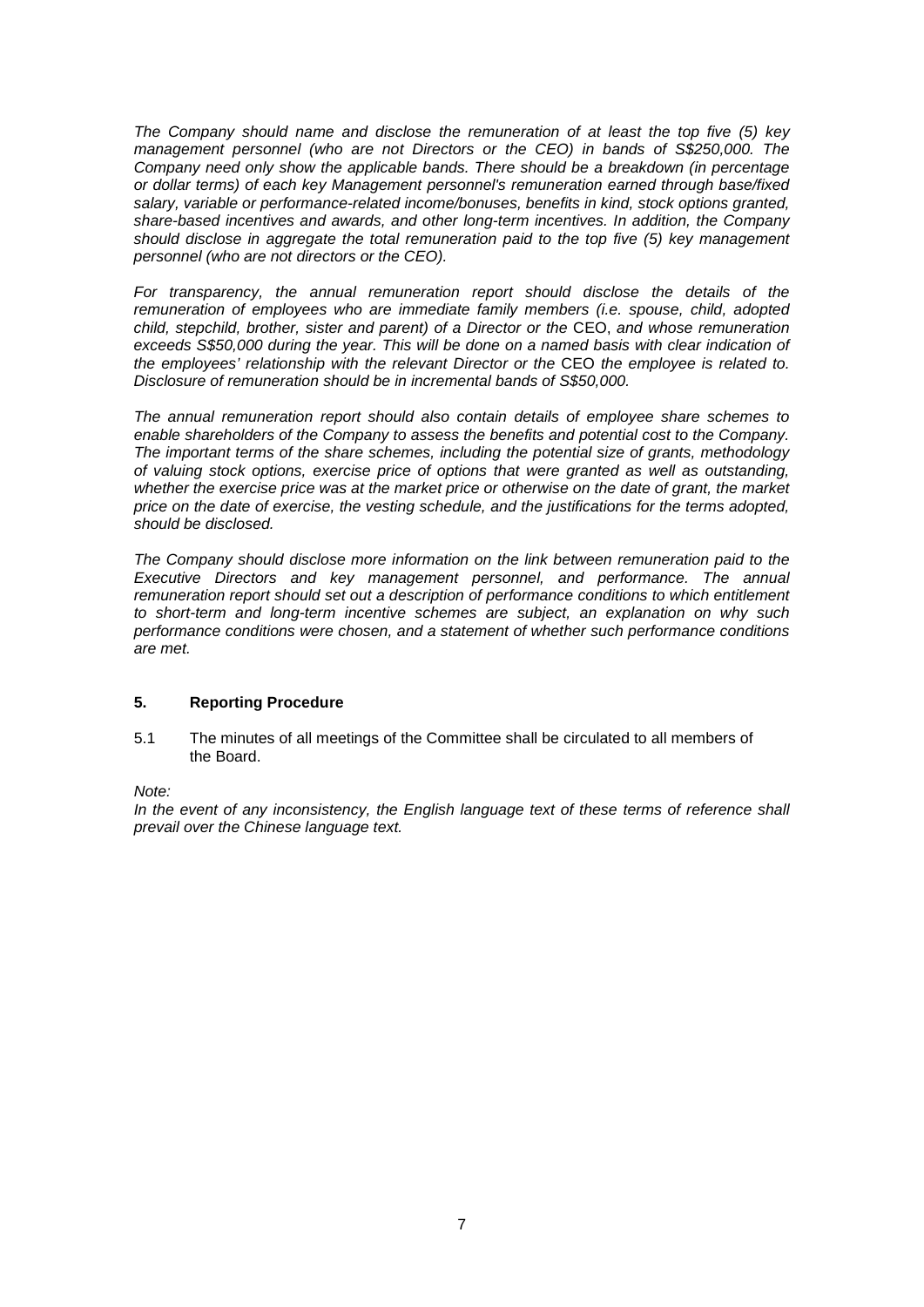*The Company should name and disclose the remuneration of at least the top five (5) key management personnel (who are not Directors or the CEO) in bands of S$250,000. The Company need only show the applicable bands. There should be a breakdown (in percentage or dollar terms) of each key Management personnel's remuneration earned through base/fixed salary, variable or performance-related income/bonuses, benefits in kind, stock options granted, share-based incentives and awards, and other long-term incentives. In addition, the Company should disclose in aggregate the total remuneration paid to the top five (5) key management personnel (who are not directors or the CEO).*

*For transparency, the annual remuneration report should disclose the details of the remuneration of employees who are immediate family members (i.e. spouse, child, adopted child, stepchild, brother, sister and parent) of a Director or the* CEO, *and whose remuneration exceeds S$50,000 during the year. This will be done on a named basis with clear indication of the employees' relationship with the relevant Director or the* CEO *the employee is related to. Disclosure of remuneration should be in incremental bands of S$50,000.*

*The annual remuneration report should also contain details of employee share schemes to enable shareholders of the Company to assess the benefits and potential cost to the Company. The important terms of the share schemes, including the potential size of grants, methodology of valuing stock options, exercise price of options that were granted as well as outstanding, whether the exercise price was at the market price or otherwise on the date of grant, the market price on the date of exercise, the vesting schedule, and the justifications for the terms adopted, should be disclosed.*

*The Company should disclose more information on the link between remuneration paid to the Executive Directors and key management personnel, and performance. The annual remuneration report should set out a description of performance conditions to which entitlement to short-term and long-term incentive schemes are subject, an explanation on why such performance conditions were chosen, and a statement of whether such performance conditions are met.*

## 5. Reporting Procedure

5.1 The minutes of all meetings of the Committee shall be circulated to all members of the Board.

*Note:*

*In the event of any inconsistency, the English language text of these terms of reference shall prevail over the Chinese language text.*